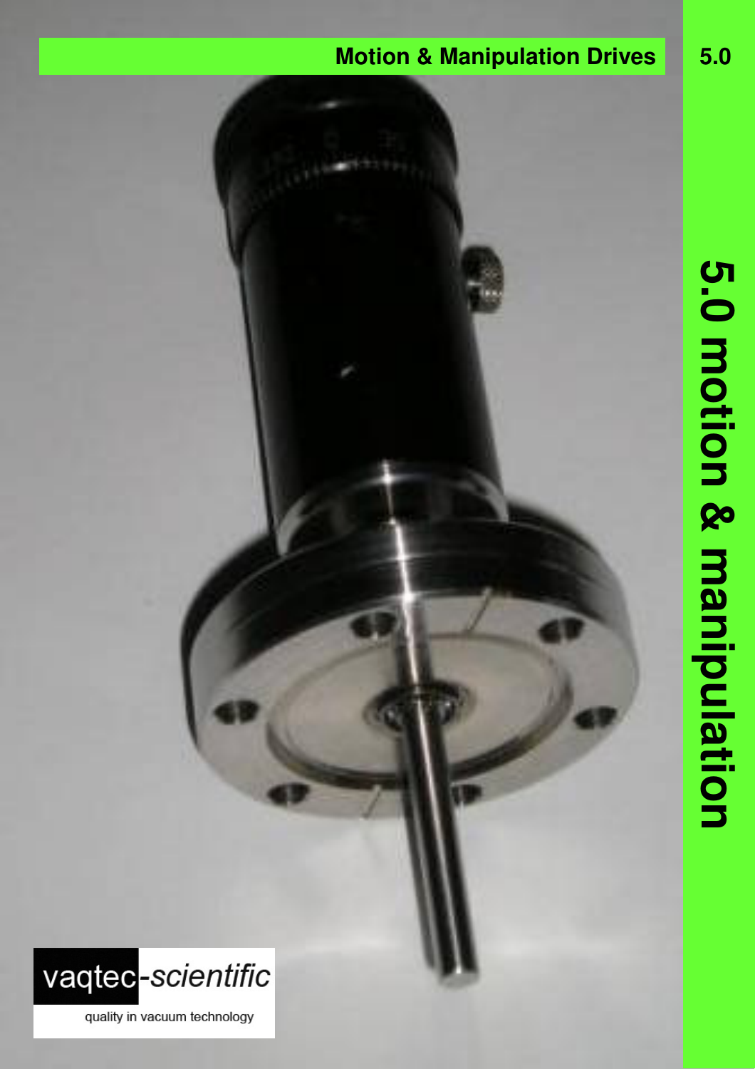# Motion & Manipulation Drives

# 5.0 motion & manipulation

vaqtec-*scientific*

quality in vacuum technology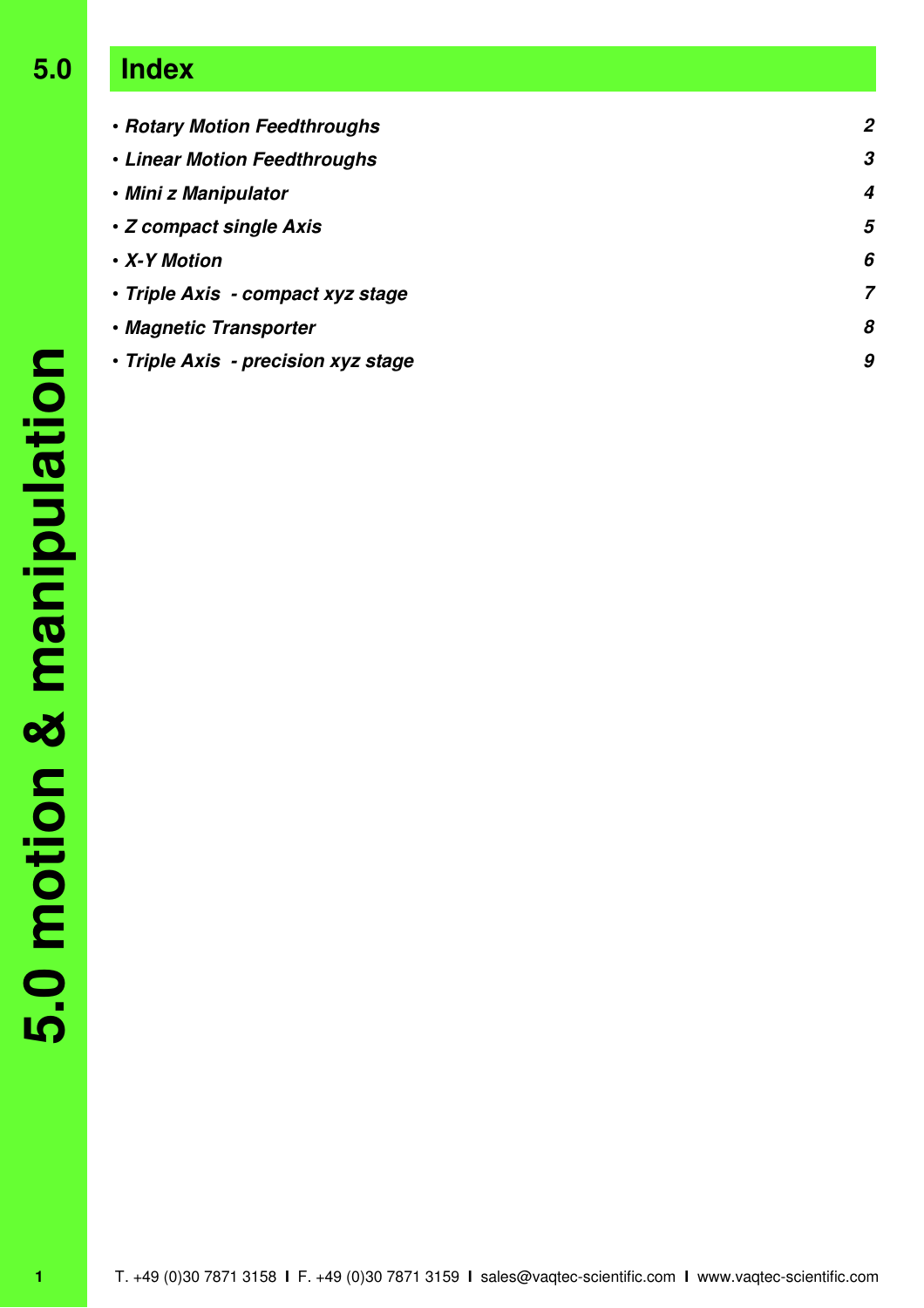# 5.0 Index

| | |
|---|---|
| • ***Rotary Motion Feedthroughs*** | ***2*** |
| • ***Linear Motion Feedthroughs*** | ***3*** |
| • ***Mini z Manipulator*** | ***4*** |
| • ***Z compact single Axis*** | ***5*** |
| • ***X-Y Motion*** | ***6*** |
| • ***Triple Axis - compact xyz stage*** | ***7*** |
| • ***Magnetic Transporter*** | ***8*** |
| • ***Triple Axis - precision xyz stage*** | ***9*** |

**5.0 motion & manipulation**

T. +49 (0)30 7871 3158 I F. +49 (0)30 7871 3159 I sales@vaqtec-scientific.com I www.vaqtec-scientific.com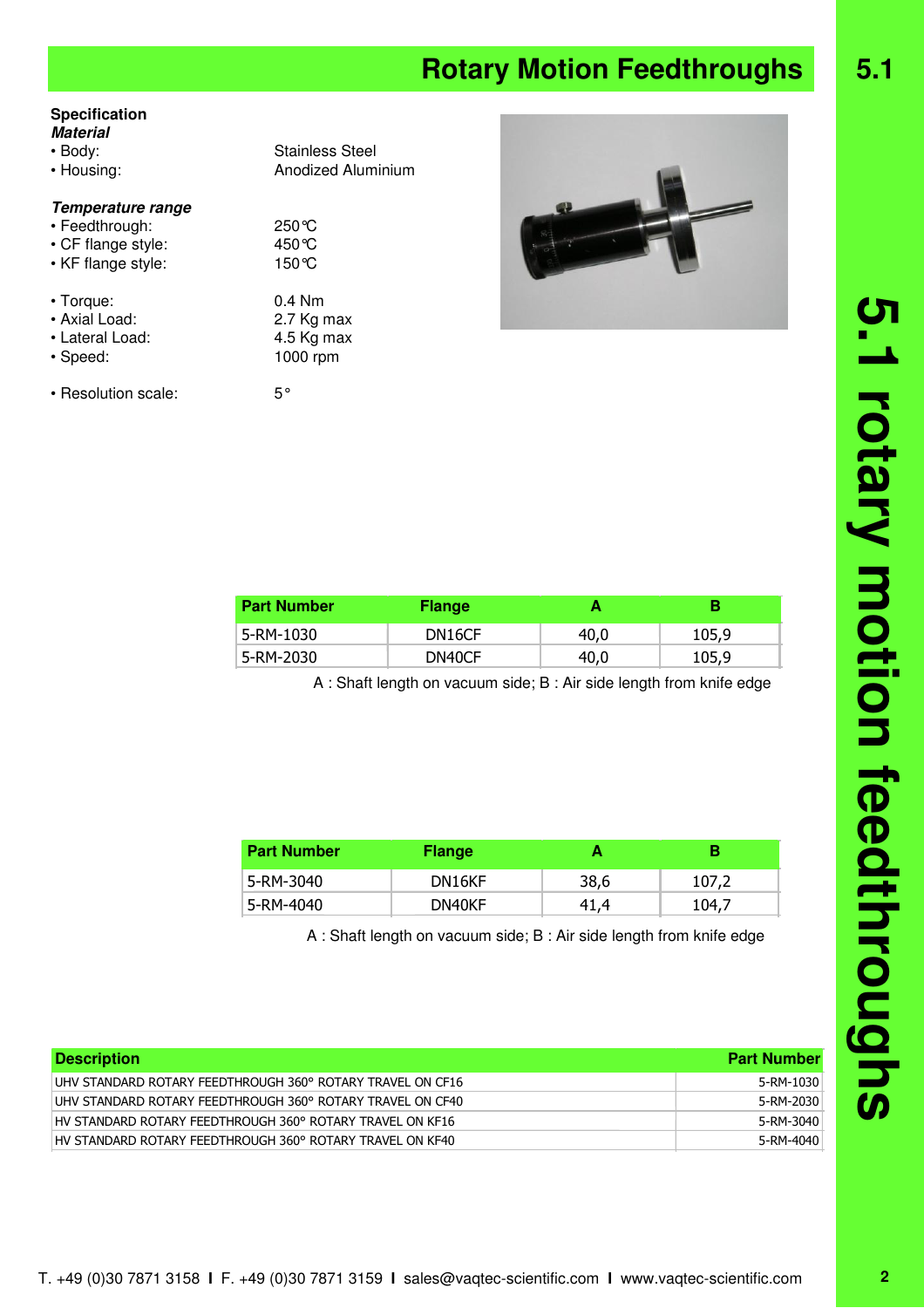# Rotary Motion Feedthroughs

**Specification**

***Material***

- Body: Stainless Steel
- Housing: Anodized Aluminium

***Temperature range***

- Feedthrough: 250°C
- CF flange style: 450°C
- KF flange style: 150°C

- Torque: 0.4 Nm
- Axial Load: 2.7 Kg max
- Lateral Load: 4.5 Kg max
- Speed: 1000 rpm

- Resolution scale: 5°

| Part Number | Flange | A | B |
|---|---|---|---|
| 5-RM-1030 | DN16CF | 40,0 | 105,9 |
| 5-RM-2030 | DN40CF | 40,0 | 105,9 |

A : Shaft length on vacuum side; B : Air side length from knife edge

| Part Number | Flange | A | B |
|---|---|---|---|
| 5-RM-3040 | DN16KF | 38,6 | 107,2 |
| 5-RM-4040 | DN40KF | 41,4 | 104,7 |

A : Shaft length on vacuum side; B : Air side length from knife edge

| Description | Part Number |
|---|---|
| UHV STANDARD ROTARY FEEDTHROUGH 360° ROTARY TRAVEL ON CF16 | 5-RM-1030 |
| UHV STANDARD ROTARY FEEDTHROUGH 360° ROTARY TRAVEL ON CF40 | 5-RM-2030 |
| HV STANDARD ROTARY FEEDTHROUGH 360° ROTARY TRAVEL ON KF16 | 5-RM-3040 |
| HV STANDARD ROTARY FEEDTHROUGH 360° ROTARY TRAVEL ON KF40 | 5-RM-4040 |

5.1 rotary motion feedthroughs

T. +49 (0)30 7871 3158 I F. +49 (0)30 7871 3159 I sales@vaqtec-scientific.com I www.vaqtec-scientific.com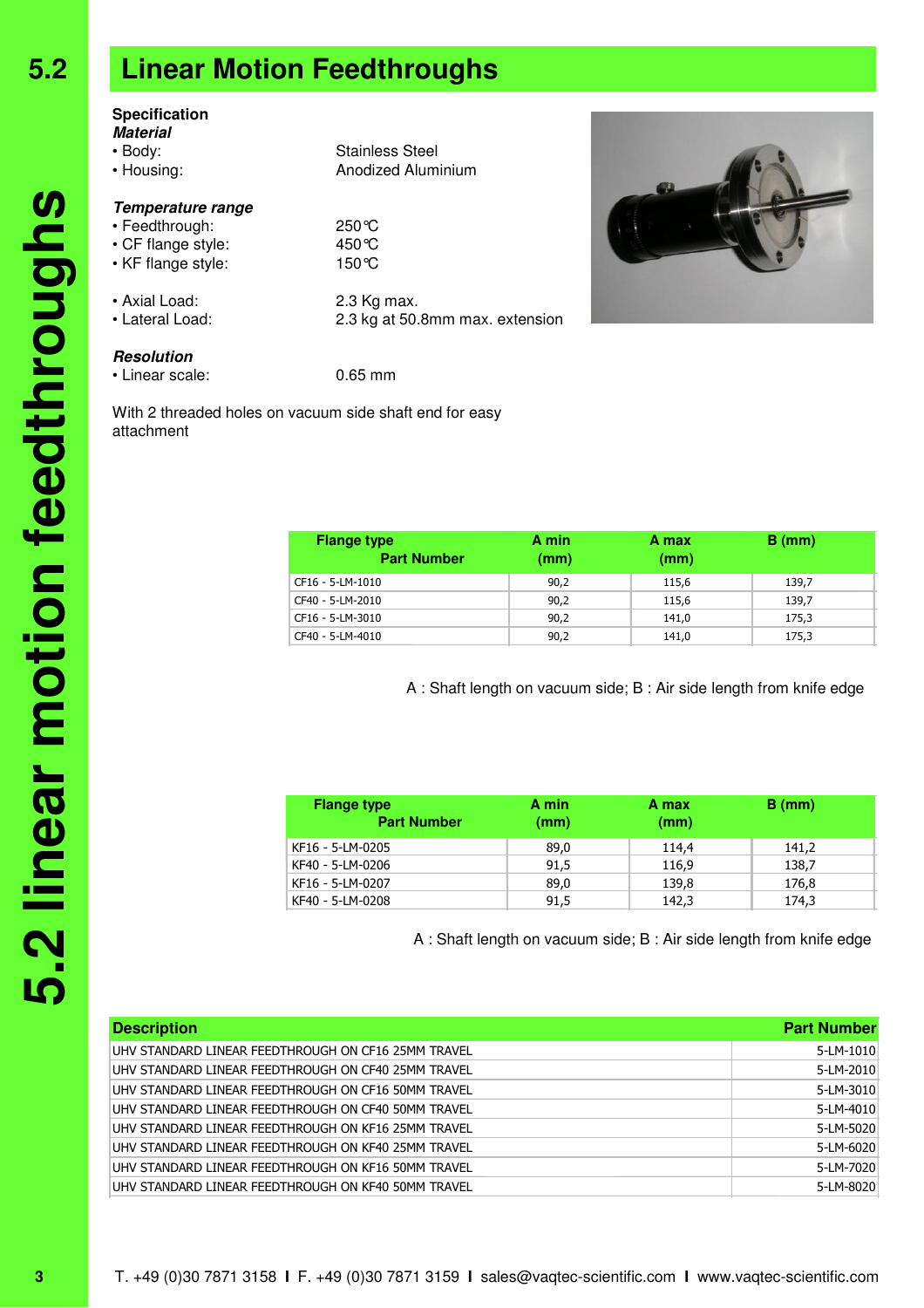# 5.2 Linear Motion Feedthroughs

**Specification**

***Material***
- Body: Stainless Steel
- Housing: Anodized Aluminium

***Temperature range***
- Feedthrough: 250℃
- CF flange style: 450℃
- KF flange style: 150℃

- Axial Load: 2.3 Kg max.
- Lateral Load: 2.3 kg at 50.8mm max. extension

***Resolution***
- Linear scale: 0.65 mm

With 2 threaded holes on vacuum side shaft end for easy attachment

| Flange type Part Number | A min (mm) | A max (mm) | B (mm) |
|---|---|---|---|
| CF16 - 5-LM-1010 | 90,2 | 115,6 | 139,7 |
| CF40 - 5-LM-2010 | 90,2 | 115,6 | 139,7 |
| CF16 - 5-LM-3010 | 90,2 | 141,0 | 175,3 |
| CF40 - 5-LM-4010 | 90,2 | 141,0 | 175,3 |

A : Shaft length on vacuum side; B : Air side length from knife edge

| Flange type Part Number | A min (mm) | A max (mm) | B (mm) |
|---|---|---|---|
| KF16 - 5-LM-0205 | 89,0 | 114,4 | 141,2 |
| KF40 - 5-LM-0206 | 91,5 | 116,9 | 138,7 |
| KF16 - 5-LM-0207 | 89,0 | 139,8 | 176,8 |
| KF40 - 5-LM-0208 | 91,5 | 142,3 | 174,3 |

A : Shaft length on vacuum side; B : Air side length from knife edge

| Description | Part Number |
|---|---|
| UHV STANDARD LINEAR FEEDTHROUGH ON CF16 25MM TRAVEL | 5-LM-1010 |
| UHV STANDARD LINEAR FEEDTHROUGH ON CF40 25MM TRAVEL | 5-LM-2010 |
| UHV STANDARD LINEAR FEEDTHROUGH ON CF16 50MM TRAVEL | 5-LM-3010 |
| UHV STANDARD LINEAR FEEDTHROUGH ON CF40 50MM TRAVEL | 5-LM-4010 |
| UHV STANDARD LINEAR FEEDTHROUGH ON KF16 25MM TRAVEL | 5-LM-5020 |
| UHV STANDARD LINEAR FEEDTHROUGH ON KF40 25MM TRAVEL | 5-LM-6020 |
| UHV STANDARD LINEAR FEEDTHROUGH ON KF16 50MM TRAVEL | 5-LM-7020 |
| UHV STANDARD LINEAR FEEDTHROUGH ON KF40 50MM TRAVEL | 5-LM-8020 |

T. +49 (0)30 7871 3158 I F. +49 (0)30 7871 3159 I sales@vaqtec-scientific.com I www.vaqtec-scientific.com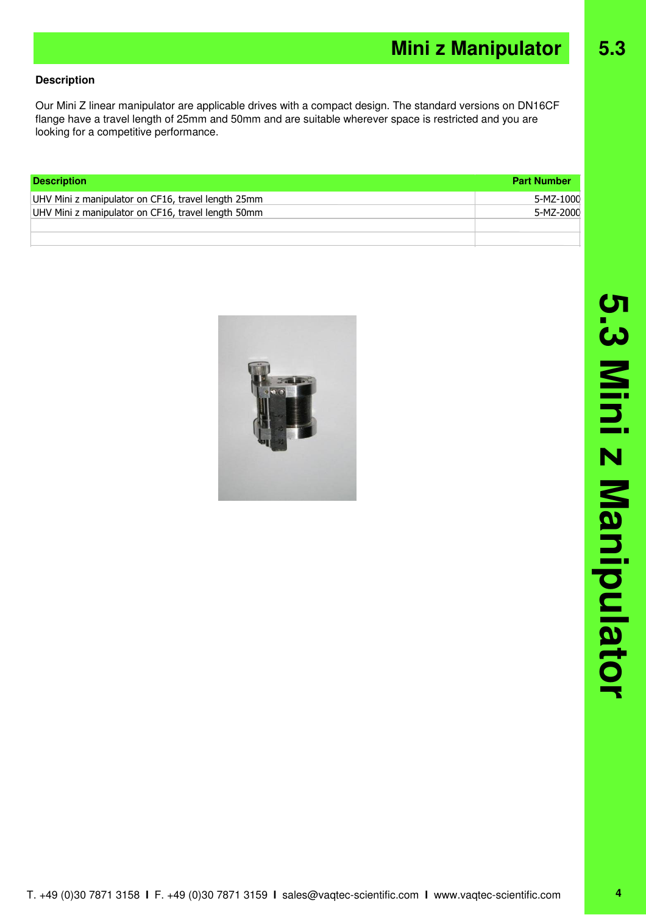# Mini z Manipulator

**Description**

Our Mini Z linear manipulator are applicable drives with a compact design. The standard versions on DN16CF flange have a travel length of 25mm and 50mm and are suitable wherever space is restricted and you are looking for a competitive performance.

| Description | Part Number |
| --- | --- |
| UHV Mini z manipulator on CF16, travel length 25mm | 5-MZ-1000 |
| UHV Mini z manipulator on CF16, travel length 50mm | 5-MZ-2000 |
| | |
| | |

T. +49 (0)30 7871 3158 I F. +49 (0)30 7871 3159 I sales@vaqtec-scientific.com I www.vaqtec-scientific.com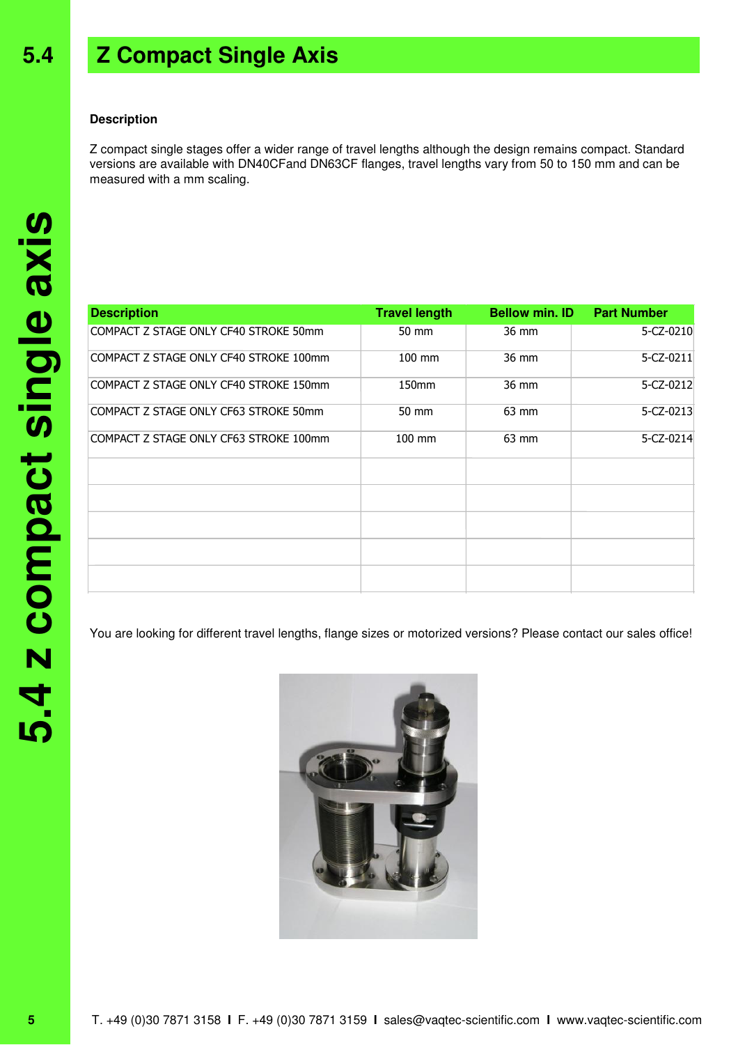# 5.4 Z Compact Single Axis

**Description**

Z compact single stages offer a wider range of travel lengths although the design remains compact. Standard versions are available with DN40CFand DN63CF flanges, travel lengths vary from 50 to 150 mm and can be measured with a mm scaling.

| Description | Travel length | Bellow min. ID | Part Number |
|---|---|---|---|
| COMPACT Z STAGE ONLY CF40 STROKE 50mm | 50 mm | 36 mm | 5-CZ-0210 |
| COMPACT Z STAGE ONLY CF40 STROKE 100mm | 100 mm | 36 mm | 5-CZ-0211 |
| COMPACT Z STAGE ONLY CF40 STROKE 150mm | 150mm | 36 mm | 5-CZ-0212 |
| COMPACT Z STAGE ONLY CF63 STROKE 50mm | 50 mm | 63 mm | 5-CZ-0213 |
| COMPACT Z STAGE ONLY CF63 STROKE 100mm | 100 mm | 63 mm | 5-CZ-0214 |
| | | | |
| | | | |
| | | | |
| | | | |
| | | | |

You are looking for different travel lengths, flange sizes or motorized versions? Please contact our sales office!

T. +49 (0)30 7871 3158 I F. +49 (0)30 7871 3159 I sales@vaqtec-scientific.com I www.vaqtec-scientific.com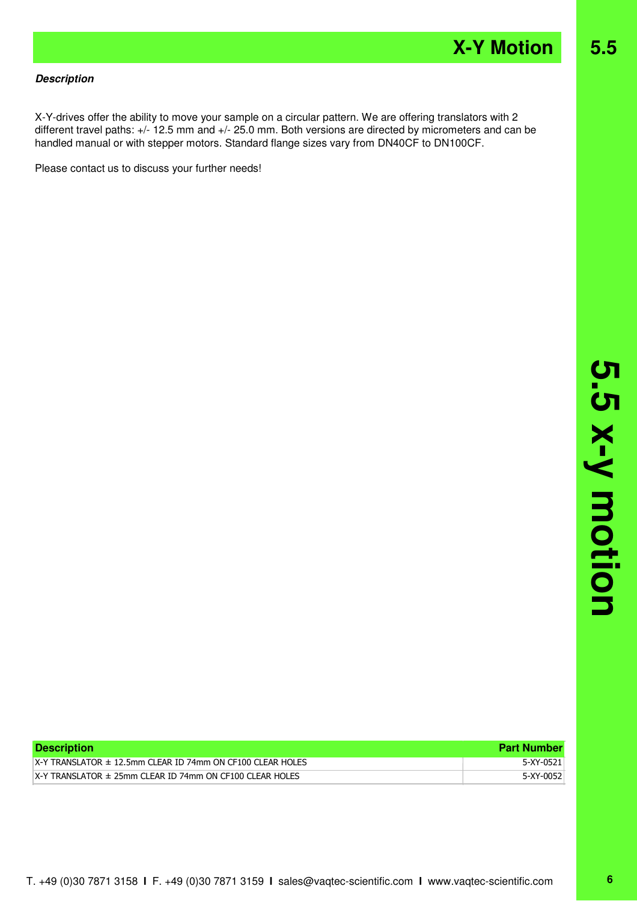# X-Y Motion

***Description***

X-Y-drives offer the ability to move your sample on a circular pattern. We are offering translators with 2 different travel paths: +/- 12.5 mm and +/- 25.0 mm. Both versions are directed by micrometers and can be handled manual or with stepper motors. Standard flange sizes vary from DN40CF to DN100CF.

Please contact us to discuss your further needs!

| Description | Part Number |
|---|---|
| X-Y TRANSLATOR ± 12.5mm CLEAR ID 74mm ON CF100 CLEAR HOLES | 5-XY-0521 |
| X-Y TRANSLATOR ± 25mm CLEAR ID 74mm ON CF100 CLEAR HOLES | 5-XY-0052 |

T. +49 (0)30 7871 3158 I F. +49 (0)30 7871 3159 I sales@vaqtec-scientific.com I www.vaqtec-scientific.com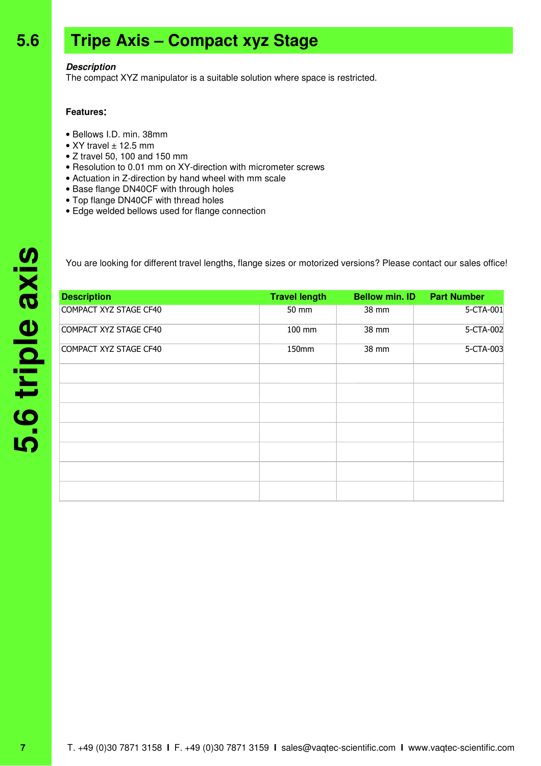# 5.6 Tripe Axis – Compact xyz Stage

***Description***
The compact XYZ manipulator is a suitable solution where space is restricted.

**Features:**

- Bellows I.D. min. 38mm
- XY travel ± 12.5 mm
- Z travel 50, 100 and 150 mm
- Resolution to 0.01 mm on XY-direction with micrometer screws
- Actuation in Z-direction by hand wheel with mm scale
- Base flange DN40CF with through holes
- Top flange DN40CF with thread holes
- Edge welded bellows used for flange connection

You are looking for different travel lengths, flange sizes or motorized versions? Please contact our sales office!

| Description | Travel length | Bellow min. ID | Part Number |
|---|---|---|---|
| COMPACT XYZ STAGE CF40 | 50 mm | 38 mm | 5-CTA-001 |
| COMPACT XYZ STAGE CF40 | 100 mm | 38 mm | 5-CTA-002 |
| COMPACT XYZ STAGE CF40 | 150mm | 38 mm | 5-CTA-003 |
| | | | |
| | | | |
| | | | |
| | | | |
| | | | |
| | | | |
| | | | |

T. +49 (0)30 7871 3158 I F. +49 (0)30 7871 3159 I sales@vaqtec-scientific.com I www.vaqtec-scientific.com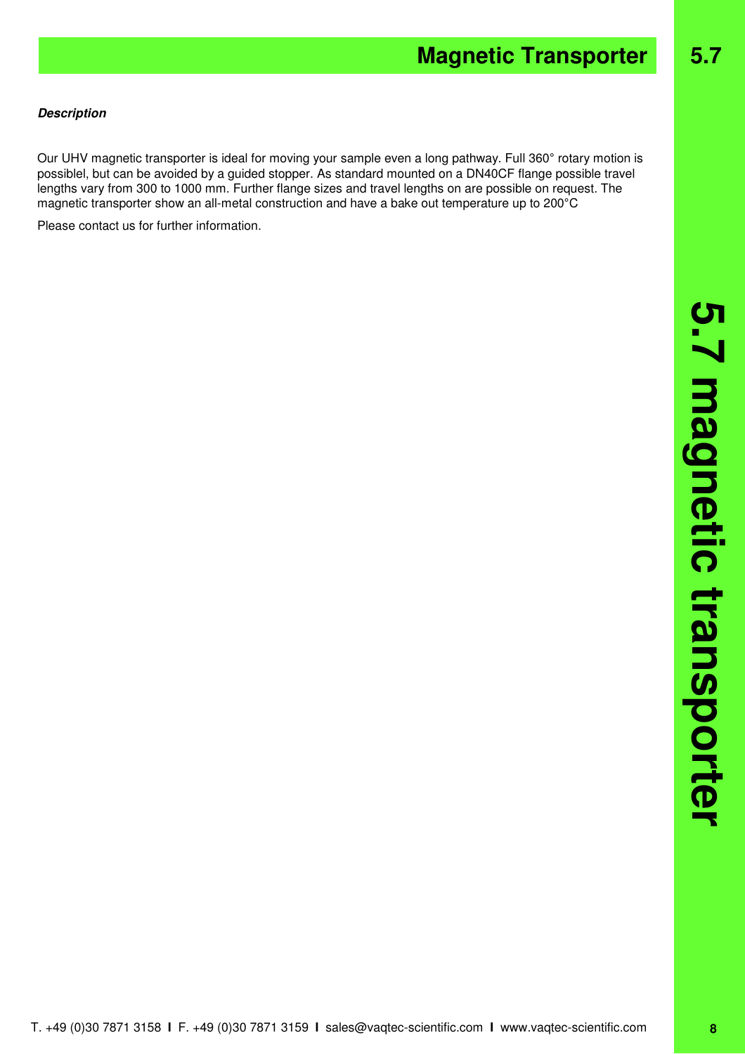# Magnetic Transporter

***Description***

Our UHV magnetic transporter is ideal for moving your sample even a long pathway. Full 360° rotary motion is possiblel, but can be avoided by a guided stopper. As standard mounted on a DN40CF flange possible travel lengths vary from 300 to 1000 mm. Further flange sizes and travel lengths on are possible on request. The magnetic transporter show an all-metal construction and have a bake out temperature up to 200°C

Please contact us for further information.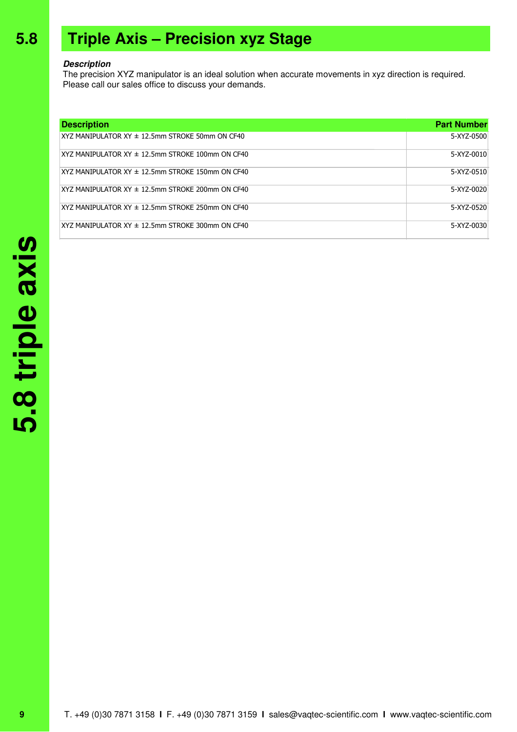# 5.8 Triple Axis – Precision xyz Stage

***Description***

The precision XYZ manipulator is an ideal solution when accurate movements in xyz direction is required. Please call our sales office to discuss your demands.

| Description | Part Number |
|---|---|
| XYZ MANIPULATOR XY ± 12.5mm STROKE 50mm ON CF40 | 5-XYZ-0500 |
| XYZ MANIPULATOR XY ± 12.5mm STROKE 100mm ON CF40 | 5-XYZ-0010 |
| XYZ MANIPULATOR XY ± 12.5mm STROKE 150mm ON CF40 | 5-XYZ-0510 |
| XYZ MANIPULATOR XY ± 12.5mm STROKE 200mm ON CF40 | 5-XYZ-0020 |
| XYZ MANIPULATOR XY ± 12.5mm STROKE 250mm ON CF40 | 5-XYZ-0520 |
| XYZ MANIPULATOR XY ± 12.5mm STROKE 300mm ON CF40 | 5-XYZ-0030 |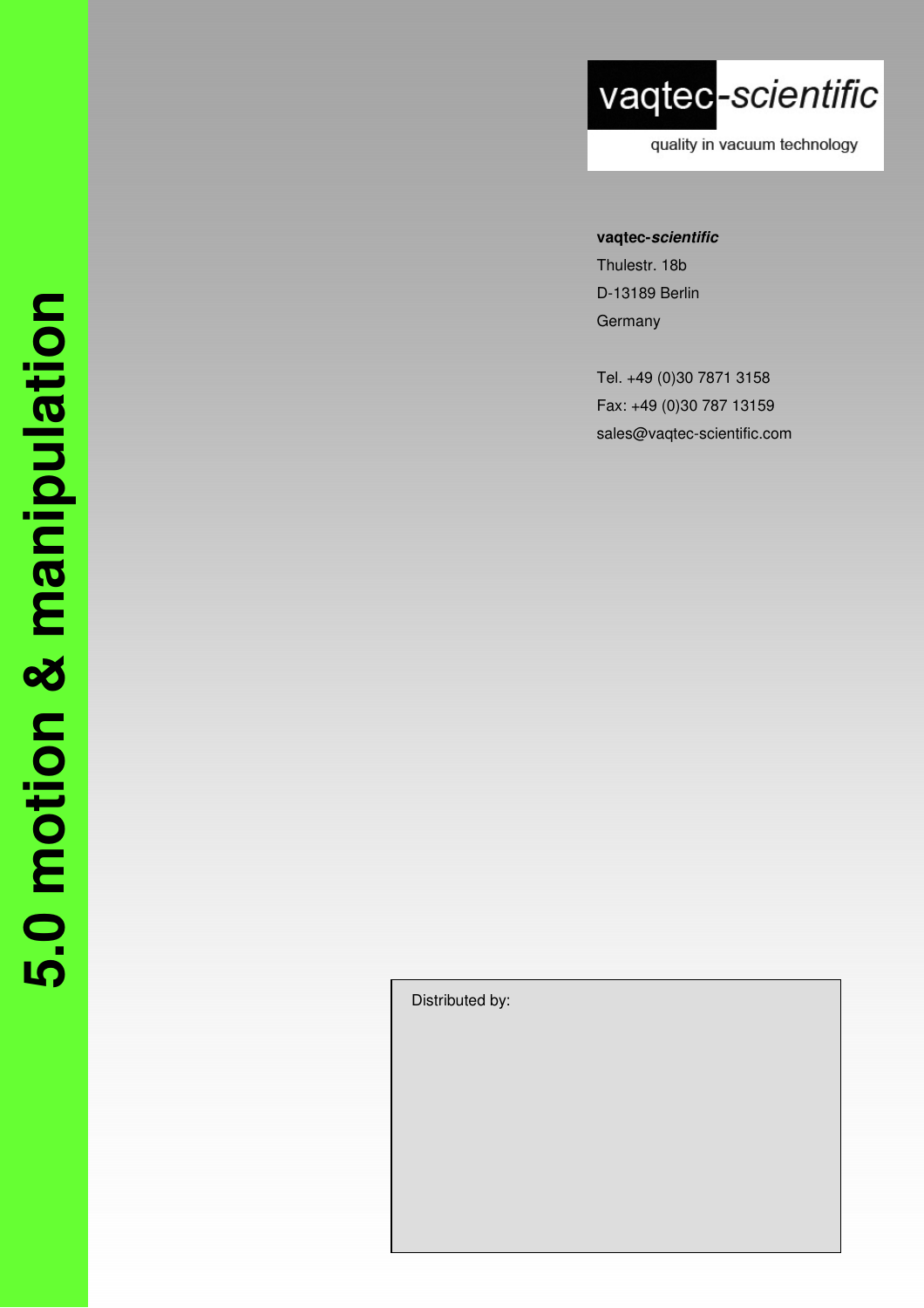# 5.0 motion & manipulation

vaqtec-*scientific*

quality in vacuum technology

**vaqtec-*scientific***
Thulestr. 18b
D-13189 Berlin
Germany

Tel. +49 (0)30 7871 3158
Fax: +49 (0)30 787 13159
sales@vaqtec-scientific.com

Distributed by: